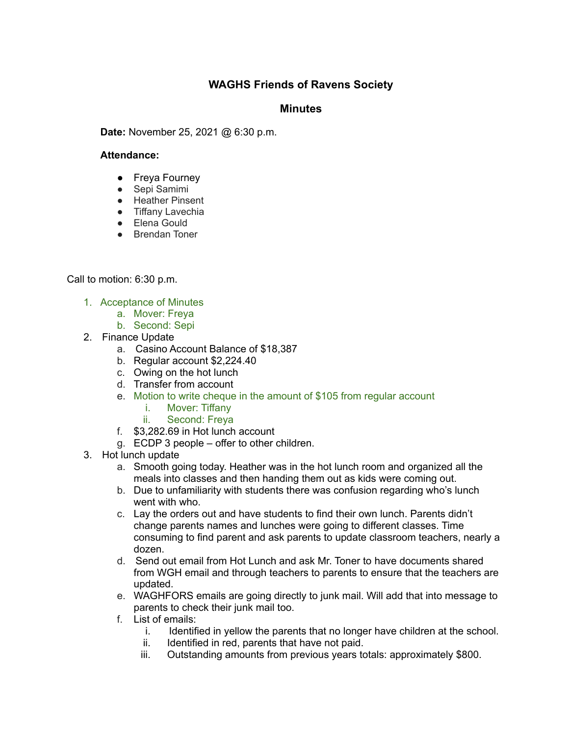# WAGHS Friends of Ravens Society

## Minutes

**Date:** November 25, 2021 @ 6:30 p.m.

**Attendance:**

- Freya Fourney
- Sepi Samimi
- Heather Pinsent
- Tiffany Lavechia
- Elena Gould
- Brendan Toner

Call to motion: 6:30 p.m.

1. Acceptance of Minutes
    a. Mover: Freya
    b. Second: Sepi
2. Finance Update
    a. Casino Account Balance of $18,387
    b. Regular account $2,224.40
    c. Owing on the hot lunch
    d. Transfer from account
    e. Motion to write cheque in the amount of $105 from regular account
        i. Mover: Tiffany
        ii. Second: Freya
    f. $3,282.69 in Hot lunch account
    g. ECDP 3 people – offer to other children.
3. Hot lunch update
    a. Smooth going today. Heather was in the hot lunch room and organized all the meals into classes and then handing them out as kids were coming out.
    b. Due to unfamiliarity with students there was confusion regarding who's lunch went with who.
    c. Lay the orders out and have students to find their own lunch. Parents didn't change parents names and lunches were going to different classes. Time consuming to find parent and ask parents to update classroom teachers, nearly a dozen.
    d. Send out email from Hot Lunch and ask Mr. Toner to have documents shared from WGH email and through teachers to parents to ensure that the teachers are updated.
    e. WAGHFORS emails are going directly to junk mail. Will add that into message to parents to check their junk mail too.
    f. List of emails:
        i. Identified in yellow the parents that no longer have children at the school.
        ii. Identified in red, parents that have not paid.
        iii. Outstanding amounts from previous years totals: approximately $800.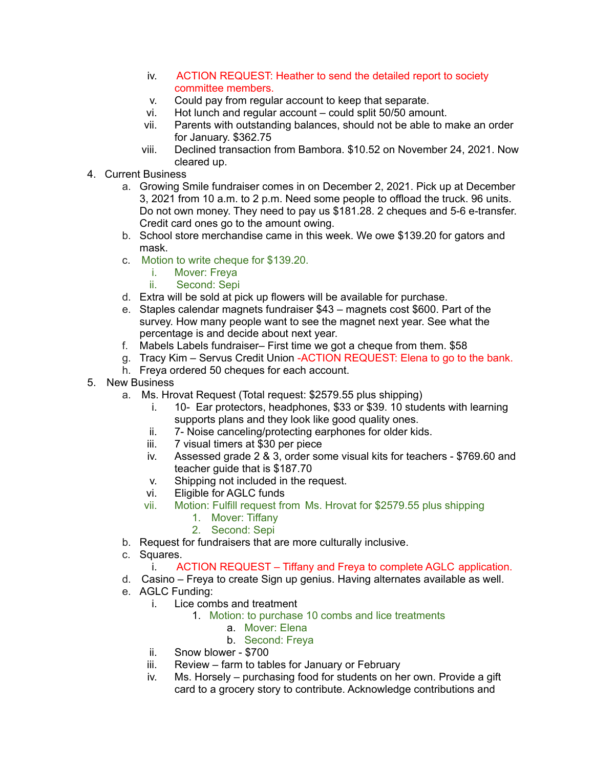iv. ACTION REQUEST: Heather to send the detailed report to society committee members.
   v. Could pay from regular account to keep that separate.
   vi. Hot lunch and regular account – could split 50/50 amount.
   vii. Parents with outstanding balances, should not be able to make an order for January. $362.75
   viii. Declined transaction from Bambora. $10.52 on November 24, 2021. Now cleared up.

4. Current Business
   a. Growing Smile fundraiser comes in on December 2, 2021. Pick up at December 3, 2021 from 10 a.m. to 2 p.m. Need some people to offload the truck. 96 units. Do not own money. They need to pay us $181.28. 2 cheques and 5-6 e-transfer. Credit card ones go to the amount owing.
   b. School store merchandise came in this week. We owe $139.20 for gators and mask.
   c. Motion to write cheque for $139.20.
      i. Mover: Freya
      ii. Second: Sepi
   d. Extra will be sold at pick up flowers will be available for purchase.
   e. Staples calendar magnets fundraiser $43 – magnets cost $600. Part of the survey. How many people want to see the magnet next year. See what the percentage is and decide about next year.
   f. Mabels Labels fundraiser– First time we got a cheque from them. $58
   g. Tracy Kim – Servus Credit Union -ACTION REQUEST: Elena to go to the bank.
   h. Freya ordered 50 cheques for each account.

5. New Business
   a. Ms. Hrovat Request (Total request: $2579.55 plus shipping)
      i. 10- Ear protectors, headphones, $33 or $39. 10 students with learning supports plans and they look like good quality ones.
      ii. 7- Noise canceling/protecting earphones for older kids.
      iii. 7 visual timers at $30 per piece
      iv. Assessed grade 2 & 3, order some visual kits for teachers - $769.60 and teacher guide that is $187.70
      v. Shipping not included in the request.
      vi. Eligible for AGLC funds
      vii. Motion: Fulfill request from Ms. Hrovat for $2579.55 plus shipping
         1. Mover: Tiffany
         2. Second: Sepi
   b. Request for fundraisers that are more culturally inclusive.
   c. Squares.
      i. ACTION REQUEST – Tiffany and Freya to complete AGLC application.
   d. Casino – Freya to create Sign up genius. Having alternates available as well.
   e. AGLC Funding:
      i. Lice combs and treatment
         1. Motion: to purchase 10 combs and lice treatments
            a. Mover: Elena
            b. Second: Freya
      ii. Snow blower - $700
      iii. Review – farm to tables for January or February
      iv. Ms. Horsely – purchasing food for students on her own. Provide a gift card to a grocery story to contribute. Acknowledge contributions and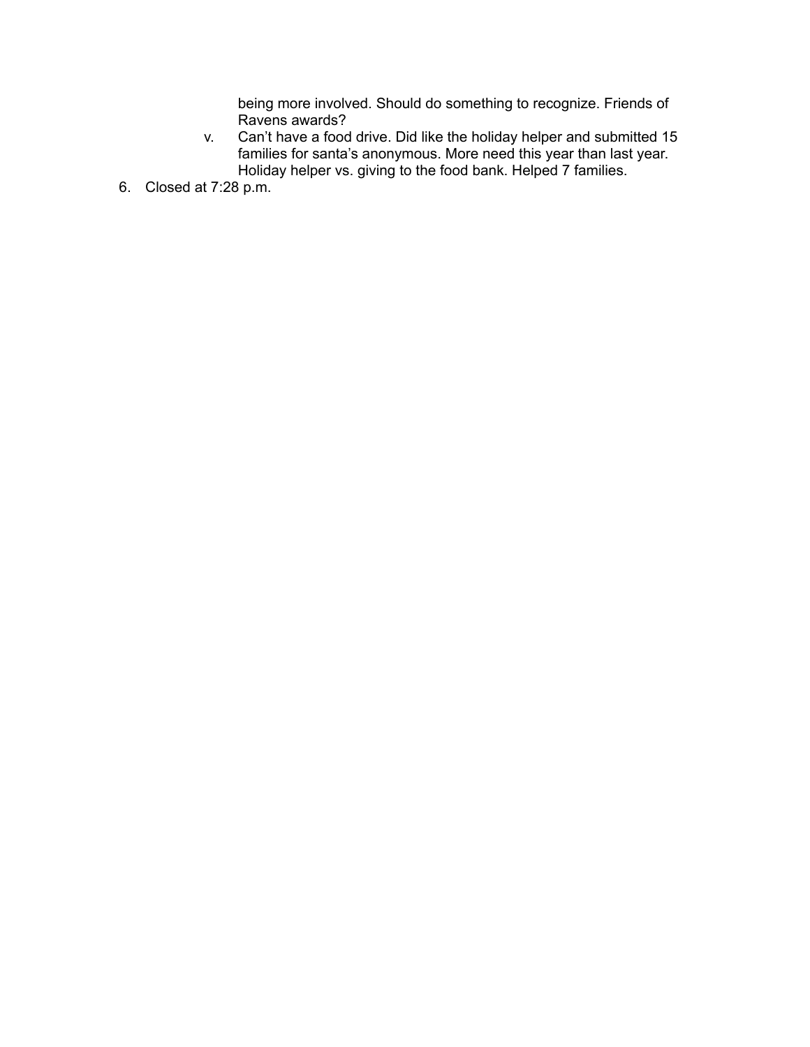being more involved. Should do something to recognize. Friends of Ravens awards?

  v. Can't have a food drive. Did like the holiday helper and submitted 15 families for santa's anonymous. More need this year than last year. Holiday helper vs. giving to the food bank. Helped 7 families.

6. Closed at 7:28 p.m.